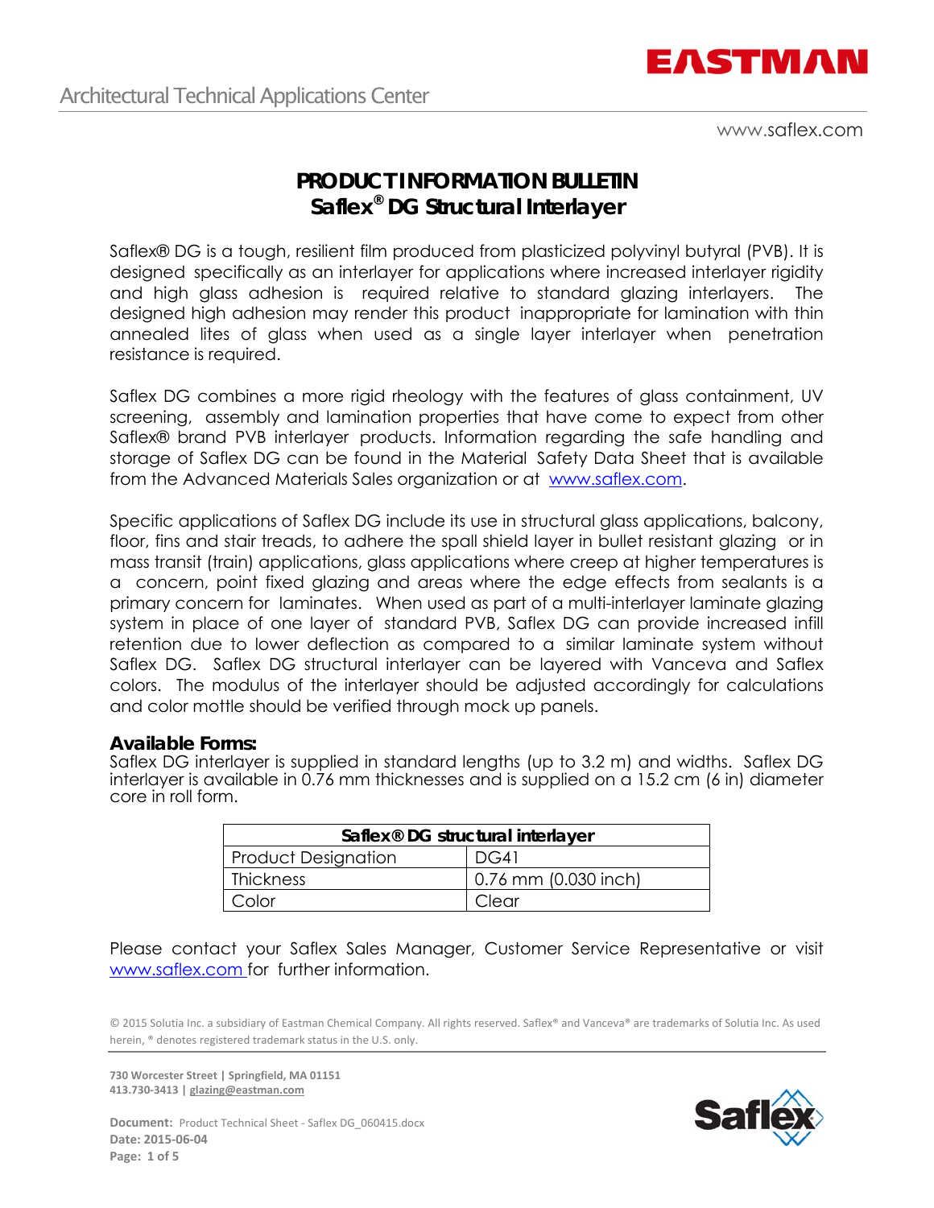Architectural Technical Applications Center

www.saflex.com

# PRODUCT INFORMATION BULLETIN
# Saflex® DG Structural Interlayer

Saflex® DG is a tough, resilient film produced from plasticized polyvinyl butyral (PVB). It is designed specifically as an interlayer for applications where increased interlayer rigidity and high glass adhesion is required relative to standard glazing interlayers. The designed high adhesion may render this product inappropriate for lamination with thin annealed lites of glass when used as a single layer interlayer when penetration resistance is required.

Saflex DG combines a more rigid rheology with the features of glass containment, UV screening, assembly and lamination properties that have come to expect from other Saflex® brand PVB interlayer products. Information regarding the safe handling and storage of Saflex DG can be found in the Material Safety Data Sheet that is available from the Advanced Materials Sales organization or at www.saflex.com.

Specific applications of Saflex DG include its use in structural glass applications, balcony, floor, fins and stair treads, to adhere the spall shield layer in bullet resistant glazing or in mass transit (train) applications, glass applications where creep at higher temperatures is a concern, point fixed glazing and areas where the edge effects from sealants is a primary concern for laminates. When used as part of a multi-interlayer laminate glazing system in place of one layer of standard PVB, Saflex DG can provide increased infill retention due to lower deflection as compared to a similar laminate system without Saflex DG. Saflex DG structural interlayer can be layered with Vanceva and Saflex colors. The modulus of the interlayer should be adjusted accordingly for calculations and color mottle should be verified through mock up panels.

### Available Forms:

Saflex DG interlayer is supplied in standard lengths (up to 3.2 m) and widths. Saflex DG interlayer is available in 0.76 mm thicknesses and is supplied on a 15.2 cm (6 in) diameter core in roll form.

| Saflex® DG structural interlayer | |
|---|---|
| Product Designation | DG41 |
| Thickness | 0.76 mm (0.030 inch) |
| Color | Clear |

Please contact your Saflex Sales Manager, Customer Service Representative or visit www.saflex.com for further information.

© 2015 Solutia Inc. a subsidiary of Eastman Chemical Company. All rights reserved. Saflex® and Vanceva® are trademarks of Solutia Inc. As used herein, ® denotes registered trademark status in the U.S. only.

**730 Worcester Street | Springfield, MA 01151**
**413.730-3413 | glazing@eastman.com**

**Document:** Product Technical Sheet - Saflex DG_060415.docx
**Date: 2015-06-04**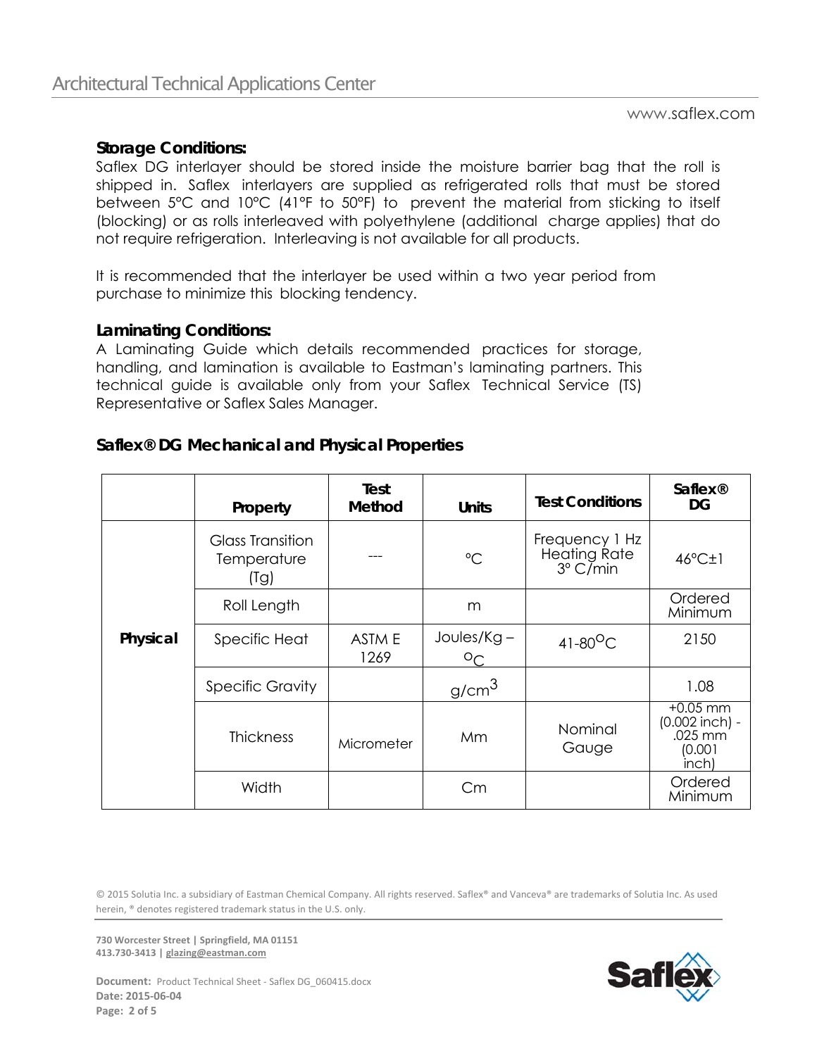**Storage Conditions:**
Saflex DG interlayer should be stored inside the moisture barrier bag that the roll is shipped in. Saflex interlayers are supplied as refrigerated rolls that must be stored between 5°C and 10°C (41°F to 50°F) to prevent the material from sticking to itself (blocking) or as rolls interleaved with polyethylene (additional charge applies) that do not require refrigeration. Interleaving is not available for all products.

It is recommended that the interlayer be used within a two year period from purchase to minimize this blocking tendency.

**Laminating Conditions:**
A Laminating Guide which details recommended practices for storage, handling, and lamination is available to Eastman's laminating partners. This technical guide is available only from your Saflex Technical Service (TS) Representative or Saflex Sales Manager.

**Saflex® DG Mechanical and Physical Properties**

| | Property | Test Method | Units | Test Conditions | Saflex® DG |
|---|---|---|---|---|---|
| **Physical** | Glass Transition Temperature (Tg) | --- | °C | Frequency 1 Hz Heating Rate 3° C/min | 46°C±1 |
| | Roll Length | | m | | Ordered Minimum |
| | Specific Heat | ASTM E 1269 | Joules/Kg – °C | 41-80°C | 2150 |
| | Specific Gravity | | $g/cm^3$ | | 1.08 |
| | Thickness | Micrometer | Mm | Nominal Gauge | +0.05 mm (0.002 inch) - .025 mm (0.001 inch) |
| | Width | | Cm | | Ordered Minimum |

© 2015 Solutia Inc. a subsidiary of Eastman Chemical Company. All rights reserved. Saflex® and Vanceva® are trademarks of Solutia Inc. As used herein, ® denotes registered trademark status in the U.S. only.

**730 Worcester Street | Springfield, MA 01151**
**413.730-3413 | glazing@eastman.com**

**Document:** Product Technical Sheet - Saflex DG_060415.docx
**Date: 2015-06-04**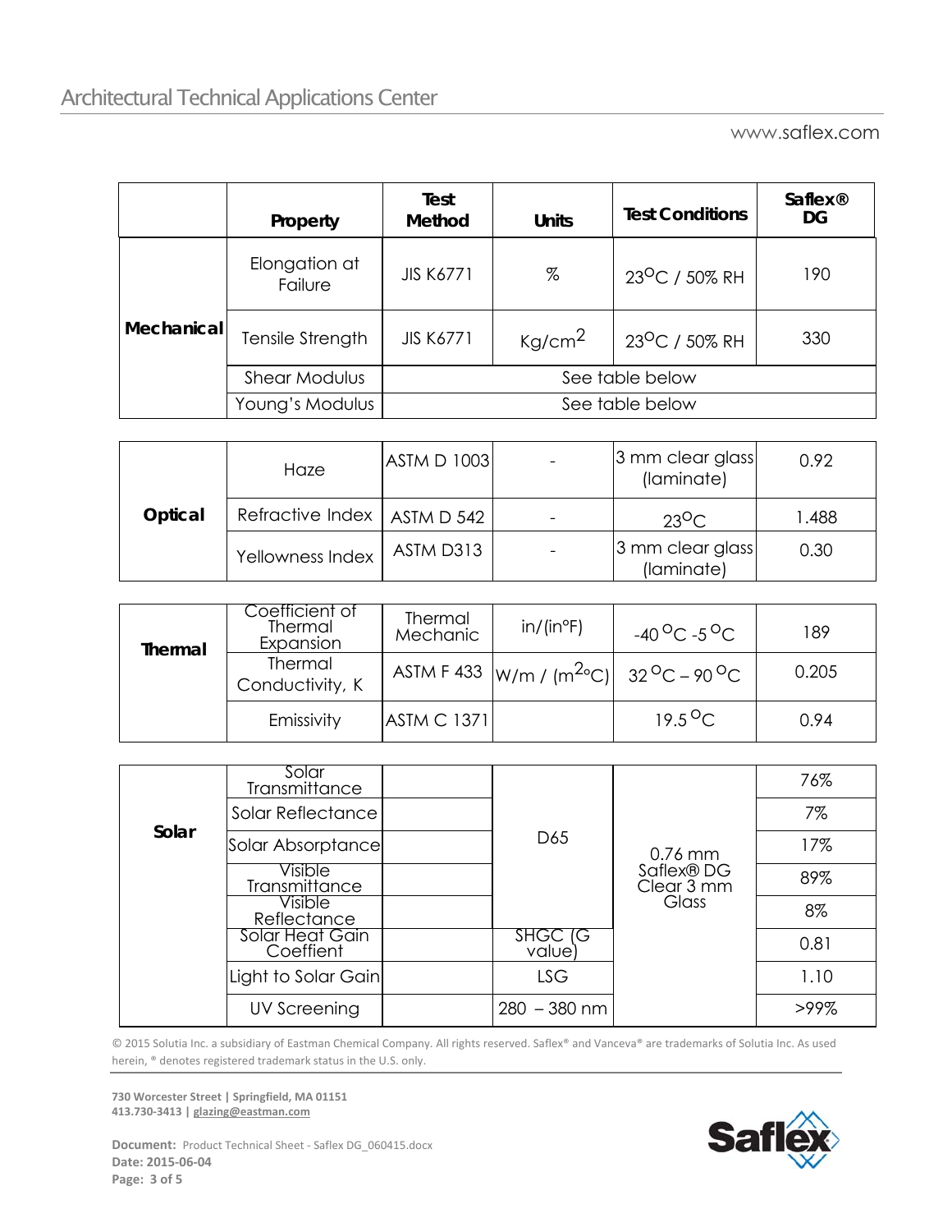| | Property | Test Method | Units | Test Conditions | Saflex® DG |
|---|---|---|---|---|---|
| Mechanical | Elongation at Failure | JIS K6771 | % | 23°C / 50% RH | 190 |
| | Tensile Strength | JIS K6771 | $Kg/cm^2$ | 23°C / 50% RH | 330 |
| | Shear Modulus | See table below | | | |
| | Young's Modulus | See table below | | | |

| | | | | | |
|---|---|---|---|---|---|
| Optical | Haze | ASTM D 1003 | - | 3 mm clear glass (laminate) | 0.92 |
| | Refractive Index | ASTM D 542 | - | 23°C | 1.488 |
| | Yellowness Index | ASTM D313 | - | 3 mm clear glass (laminate) | 0.30 |

| | | | | | |
|---|---|---|---|---|---|
| Thermal | Coefficient of Thermal Expansion | Thermal Mechanic | in/(in°F) | -40 °C -5 °C | 189 |
| | Thermal Conductivity, K | ASTM F 433 | $W/m / (m^2 °C)$ | 32 °C – 90 °C | 0.205 |
| | Emissivity | ASTM C 1371 | | 19.5 °C | 0.94 |

| | | | | | |
|---|---|---|---|---|---|
| Solar | Solar Transmittance | | D65 | 0.76 mm Saflex® DG Clear 3 mm Glass | 76% |
| | Solar Reflectance | | | | 7% |
| | Solar Absorptance | | | | 17% |
| | Visible Transmittance | | | | 89% |
| | Visible Reflectance | | | | 8% |
| | Solar Heat Gain Coeffient | | SHGC (G value) | | 0.81 |
| | Light to Solar Gain | | LSG | | 1.10 |
| | UV Screening | | 280 – 380 nm | | >99% |

© 2015 Solutia Inc. a subsidiary of Eastman Chemical Company. All rights reserved. Saflex® and Vanceva® are trademarks of Solutia Inc. As used herein, ® denotes registered trademark status in the U.S. only.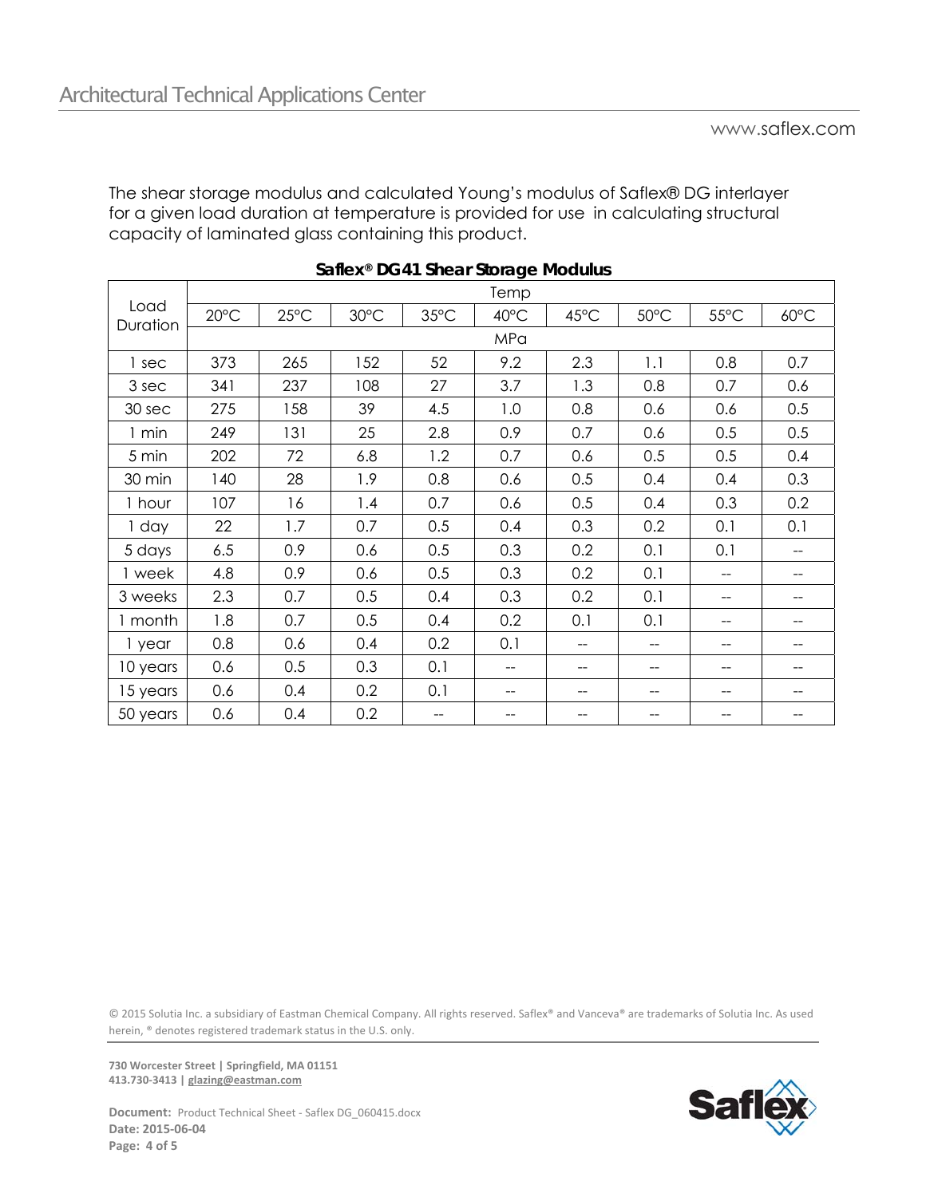The shear storage modulus and calculated Young's modulus of Saflex® DG interlayer for a given load duration at temperature is provided for use in calculating structural capacity of laminated glass containing this product.

**Saflex® DG41 Shear Storage Modulus**

| Load Duration | Temp | | | | | | | | |
|---|---|---|---|---|---|---|---|---|---|
| | 20°C | 25°C | 30°C | 35°C | 40°C | 45°C | 50°C | 55°C | 60°C |
| | MPa | | | | | | | | |
| 1 sec | 373 | 265 | 152 | 52 | 9.2 | 2.3 | 1.1 | 0.8 | 0.7 |
| 3 sec | 341 | 237 | 108 | 27 | 3.7 | 1.3 | 0.8 | 0.7 | 0.6 |
| 30 sec | 275 | 158 | 39 | 4.5 | 1.0 | 0.8 | 0.6 | 0.6 | 0.5 |
| 1 min | 249 | 131 | 25 | 2.8 | 0.9 | 0.7 | 0.6 | 0.5 | 0.5 |
| 5 min | 202 | 72 | 6.8 | 1.2 | 0.7 | 0.6 | 0.5 | 0.5 | 0.4 |
| 30 min | 140 | 28 | 1.9 | 0.8 | 0.6 | 0.5 | 0.4 | 0.4 | 0.3 |
| 1 hour | 107 | 16 | 1.4 | 0.7 | 0.6 | 0.5 | 0.4 | 0.3 | 0.2 |
| 1 day | 22 | 1.7 | 0.7 | 0.5 | 0.4 | 0.3 | 0.2 | 0.1 | 0.1 |
| 5 days | 6.5 | 0.9 | 0.6 | 0.5 | 0.3 | 0.2 | 0.1 | 0.1 | -- |
| 1 week | 4.8 | 0.9 | 0.6 | 0.5 | 0.3 | 0.2 | 0.1 | -- | -- |
| 3 weeks | 2.3 | 0.7 | 0.5 | 0.4 | 0.3 | 0.2 | 0.1 | -- | -- |
| 1 month | 1.8 | 0.7 | 0.5 | 0.4 | 0.2 | 0.1 | 0.1 | -- | -- |
| 1 year | 0.8 | 0.6 | 0.4 | 0.2 | 0.1 | -- | -- | -- | -- |
| 10 years | 0.6 | 0.5 | 0.3 | 0.1 | -- | -- | -- | -- | -- |
| 15 years | 0.6 | 0.4 | 0.2 | 0.1 | -- | -- | -- | -- | -- |
| 50 years | 0.6 | 0.4 | 0.2 | -- | -- | -- | -- | -- | -- |

© 2015 Solutia Inc. a subsidiary of Eastman Chemical Company. All rights reserved. Saflex® and Vanceva® are trademarks of Solutia Inc. As used herein, ® denotes registered trademark status in the U.S. only.

**730 Worcester Street | Springfield, MA 01151**
**413.730-3413 | glazing@eastman.com**

**Document:** Product Technical Sheet - Saflex DG_060415.docx
**Date: 2015-06-04**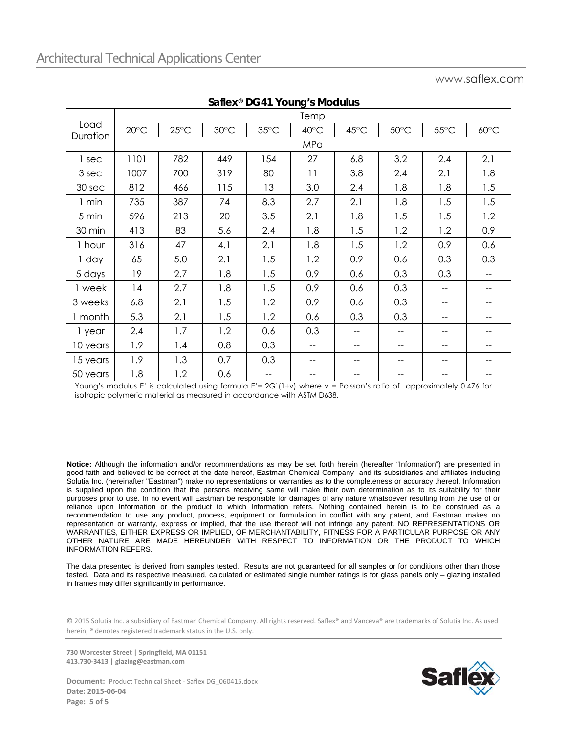**Saflex® DG41 Young's Modulus**

| Load Duration | Temp | | | | | | | | |
|---|---|---|---|---|---|---|---|---|---|
| | 20°C | 25°C | 30°C | 35°C | 40°C | 45°C | 50°C | 55°C | 60°C |
| | MPa | | | | | | | | |
| 1 sec | 1101 | 782 | 449 | 154 | 27 | 6.8 | 3.2 | 2.4 | 2.1 |
| 3 sec | 1007 | 700 | 319 | 80 | 11 | 3.8 | 2.4 | 2.1 | 1.8 |
| 30 sec | 812 | 466 | 115 | 13 | 3.0 | 2.4 | 1.8 | 1.8 | 1.5 |
| 1 min | 735 | 387 | 74 | 8.3 | 2.7 | 2.1 | 1.8 | 1.5 | 1.5 |
| 5 min | 596 | 213 | 20 | 3.5 | 2.1 | 1.8 | 1.5 | 1.5 | 1.2 |
| 30 min | 413 | 83 | 5.6 | 2.4 | 1.8 | 1.5 | 1.2 | 1.2 | 0.9 |
| 1 hour | 316 | 47 | 4.1 | 2.1 | 1.8 | 1.5 | 1.2 | 0.9 | 0.6 |
| 1 day | 65 | 5.0 | 2.1 | 1.5 | 1.2 | 0.9 | 0.6 | 0.3 | 0.3 |
| 5 days | 19 | 2.7 | 1.8 | 1.5 | 0.9 | 0.6 | 0.3 | 0.3 | -- |
| 1 week | 14 | 2.7 | 1.8 | 1.5 | 0.9 | 0.6 | 0.3 | -- | -- |
| 3 weeks | 6.8 | 2.1 | 1.5 | 1.2 | 0.9 | 0.6 | 0.3 | -- | -- |
| 1 month | 5.3 | 2.1 | 1.5 | 1.2 | 0.6 | 0.3 | 0.3 | -- | -- |
| 1 year | 2.4 | 1.7 | 1.2 | 0.6 | 0.3 | -- | -- | -- | -- |
| 10 years | 1.9 | 1.4 | 0.8 | 0.3 | -- | -- | -- | -- | -- |
| 15 years | 1.9 | 1.3 | 0.7 | 0.3 | -- | -- | -- | -- | -- |
| 50 years | 1.8 | 1.2 | 0.6 | -- | -- | -- | -- | -- | -- |

Young's modulus E' is calculated using formula $E' = 2G'(1+v)$ where $v$ = Poisson's ratio of approximately 0.476 for isotropic polymeric material as measured in accordance with ASTM D638.

**Notice:** Although the information and/or recommendations as may be set forth herein (hereafter "Information") are presented in good faith and believed to be correct at the date hereof, Eastman Chemical Company and its subsidiaries and affiliates including Solutia Inc. (hereinafter "Eastman") make no representations or warranties as to the completeness or accuracy thereof. Information is supplied upon the condition that the persons receiving same will make their own determination as to its suitability for their purposes prior to use. In no event will Eastman be responsible for damages of any nature whatsoever resulting from the use of or reliance upon Information or the product to which Information refers. Nothing contained herein is to be construed as a recommendation to use any product, process, equipment or formulation in conflict with any patent, and Eastman makes no representation or warranty, express or implied, that the use thereof will not infringe any patent. NO REPRESENTATIONS OR WARRANTIES, EITHER EXPRESS OR IMPLIED, OF MERCHANTABILITY, FITNESS FOR A PARTICULAR PURPOSE OR ANY OTHER NATURE ARE MADE HEREUNDER WITH RESPECT TO INFORMATION OR THE PRODUCT TO WHICH INFORMATION REFERS.

The data presented is derived from samples tested. Results are not guaranteed for all samples or for conditions other than those tested. Data and its respective measured, calculated or estimated single number ratings is for glass panels only – glazing installed in frames may differ significantly in performance.

© 2015 Solutia Inc. a subsidiary of Eastman Chemical Company. All rights reserved. Saflex® and Vanceva® are trademarks of Solutia Inc. As used herein, ® denotes registered trademark status in the U.S. only.

**730 Worcester Street | Springfield, MA 01151**
**413.730-3413 | glazing@eastman.com**

**Document:** Product Technical Sheet - Saflex DG_060415.docx
**Date: 2015-06-04**